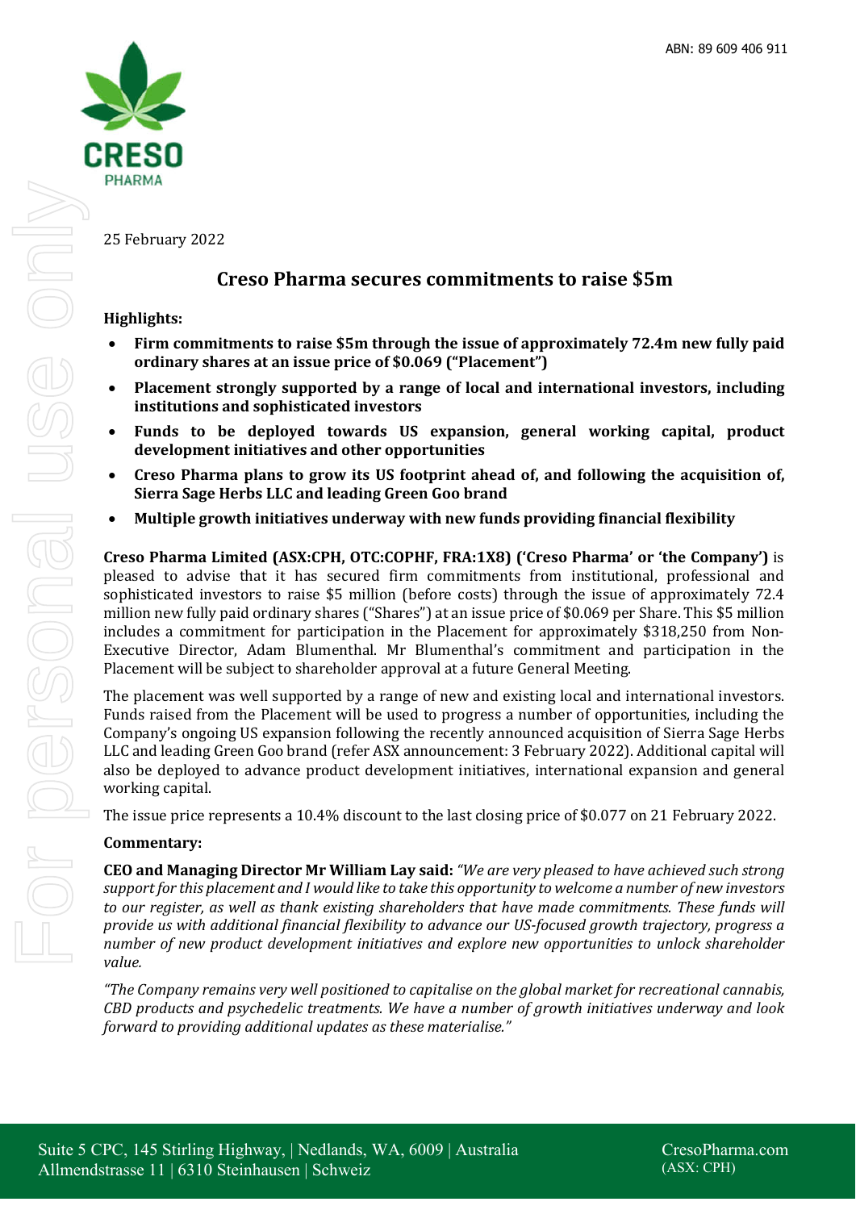ABN: 89 609 406 911

25 February 2022

# Creso Pharma secures commitments to raise $5m

**Highlights:**

- **Firm commitments to raise $5m through the issue of approximately 72.4m new fully paid ordinary shares at an issue price of $0.069 ("Placement")**
- **Placement strongly supported by a range of local and international investors, including institutions and sophisticated investors**
- **Funds to be deployed towards US expansion, general working capital, product development initiatives and other opportunities**
- **Creso Pharma plans to grow its US footprint ahead of, and following the acquisition of, Sierra Sage Herbs LLC and leading Green Goo brand**
- **Multiple growth initiatives underway with new funds providing financial flexibility**

**Creso Pharma Limited (ASX:CPH, OTC:COPHF, FRA:1X8) ('Creso Pharma' or 'the Company')** is pleased to advise that it has secured firm commitments from institutional, professional and sophisticated investors to raise $5 million (before costs) through the issue of approximately 72.4 million new fully paid ordinary shares ("Shares") at an issue price of $0.069 per Share. This $5 million includes a commitment for participation in the Placement for approximately $318,250 from Non-Executive Director, Adam Blumenthal. Mr Blumenthal's commitment and participation in the Placement will be subject to shareholder approval at a future General Meeting.

The placement was well supported by a range of new and existing local and international investors. Funds raised from the Placement will be used to progress a number of opportunities, including the Company's ongoing US expansion following the recently announced acquisition of Sierra Sage Herbs LLC and leading Green Goo brand (refer ASX announcement: 3 February 2022). Additional capital will also be deployed to advance product development initiatives, international expansion and general working capital.

The issue price represents a 10.4% discount to the last closing price of $0.077 on 21 February 2022.

**Commentary:**

**CEO and Managing Director Mr William Lay said:** *"We are very pleased to have achieved such strong support for this placement and I would like to take this opportunity to welcome a number of new investors to our register, as well as thank existing shareholders that have made commitments. These funds will provide us with additional financial flexibility to advance our US-focused growth trajectory, progress a number of new product development initiatives and explore new opportunities to unlock shareholder value.*

*"The Company remains very well positioned to capitalise on the global market for recreational cannabis, CBD products and psychedelic treatments. We have a number of growth initiatives underway and look forward to providing additional updates as these materialise."*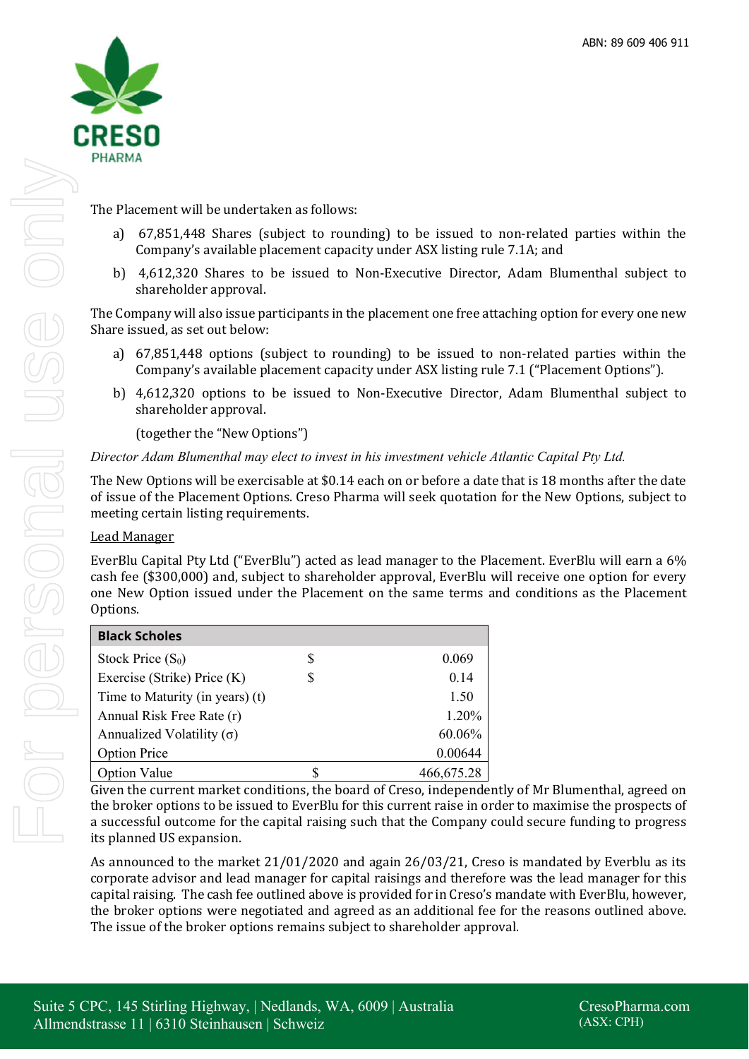The Placement will be undertaken as follows:

a) 67,851,448 Shares (subject to rounding) to be issued to non-related parties within the Company's available placement capacity under ASX listing rule 7.1A; and

b) 4,612,320 Shares to be issued to Non-Executive Director, Adam Blumenthal subject to shareholder approval.

The Company will also issue participants in the placement one free attaching option for every one new Share issued, as set out below:

a) 67,851,448 options (subject to rounding) to be issued to non-related parties within the Company's available placement capacity under ASX listing rule 7.1 ("Placement Options").

b) 4,612,320 options to be issued to Non-Executive Director, Adam Blumenthal subject to shareholder approval.

(together the "New Options")

*Director Adam Blumenthal may elect to invest in his investment vehicle Atlantic Capital Pty Ltd.*

The New Options will be exercisable at $0.14 each on or before a date that is 18 months after the date of issue of the Placement Options. Creso Pharma will seek quotation for the New Options, subject to meeting certain listing requirements.

Lead Manager

EverBlu Capital Pty Ltd ("EverBlu") acted as lead manager to the Placement. EverBlu will earn a 6% cash fee ($300,000) and, subject to shareholder approval, EverBlu will receive one option for every one New Option issued under the Placement on the same terms and conditions as the Placement Options.

| **Black Scholes** | | |
|---|---|---|
| Stock Price ($S_0$) | $ | 0.069 |
| Exercise (Strike) Price (K) | $ | 0.14 |
| Time to Maturity (in years) (t) | | 1.50 |
| Annual Risk Free Rate (r) | | 1.20% |
| Annualized Volatility ($\sigma$) | | 60.06% |
| Option Price | | 0.00644 |
| Option Value | $ | 466,675.28 |

Given the current market conditions, the board of Creso, independently of Mr Blumenthal, agreed on the broker options to be issued to EverBlu for this current raise in order to maximise the prospects of a successful outcome for the capital raising such that the Company could secure funding to progress its planned US expansion.

As announced to the market 21/01/2020 and again 26/03/21, Creso is mandated by Everblu as its corporate advisor and lead manager for capital raisings and therefore was the lead manager for this capital raising. The cash fee outlined above is provided for in Creso's mandate with EverBlu, however, the broker options were negotiated and agreed as an additional fee for the reasons outlined above. The issue of the broker options remains subject to shareholder approval.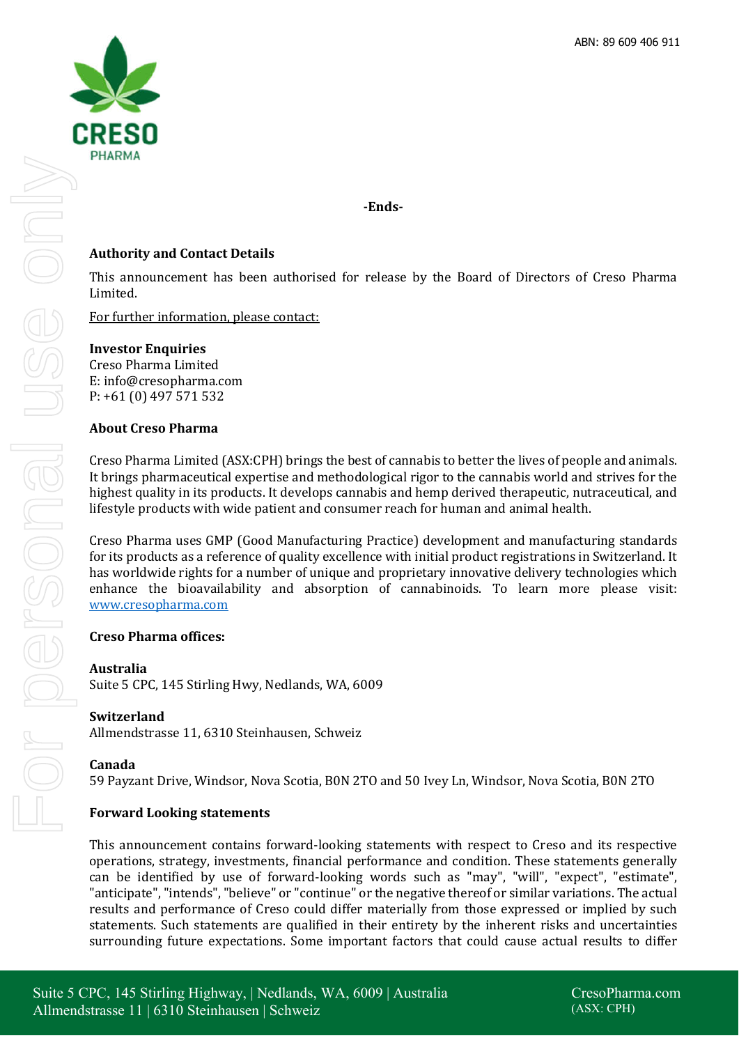-Ends-

**Authority and Contact Details**

This announcement has been authorised for release by the Board of Directors of Creso Pharma Limited.

For further information, please contact:

**Investor Enquiries**
Creso Pharma Limited
E: info@cresopharma.com
P: +61 (0) 497 571 532

**About Creso Pharma**

Creso Pharma Limited (ASX:CPH) brings the best of cannabis to better the lives of people and animals. It brings pharmaceutical expertise and methodological rigor to the cannabis world and strives for the highest quality in its products. It develops cannabis and hemp derived therapeutic, nutraceutical, and lifestyle products with wide patient and consumer reach for human and animal health.

Creso Pharma uses GMP (Good Manufacturing Practice) development and manufacturing standards for its products as a reference of quality excellence with initial product registrations in Switzerland. It has worldwide rights for a number of unique and proprietary innovative delivery technologies which enhance the bioavailability and absorption of cannabinoids. To learn more please visit: www.cresopharma.com

**Creso Pharma offices:**

**Australia**
Suite 5 CPC, 145 Stirling Hwy, Nedlands, WA, 6009

**Switzerland**
Allmendstrasse 11, 6310 Steinhausen, Schweiz

**Canada**
59 Payzant Drive, Windsor, Nova Scotia, B0N 2T0 and 50 Ivey Ln, Windsor, Nova Scotia, B0N 2T0

**Forward Looking statements**

This announcement contains forward-looking statements with respect to Creso and its respective operations, strategy, investments, financial performance and condition. These statements generally can be identified by use of forward-looking words such as "may", "will", "expect", "estimate", "anticipate", "intends", "believe" or "continue" or the negative thereof or similar variations. The actual results and performance of Creso could differ materially from those expressed or implied by such statements. Such statements are qualified in their entirety by the inherent risks and uncertainties surrounding future expectations. Some important factors that could cause actual results to differ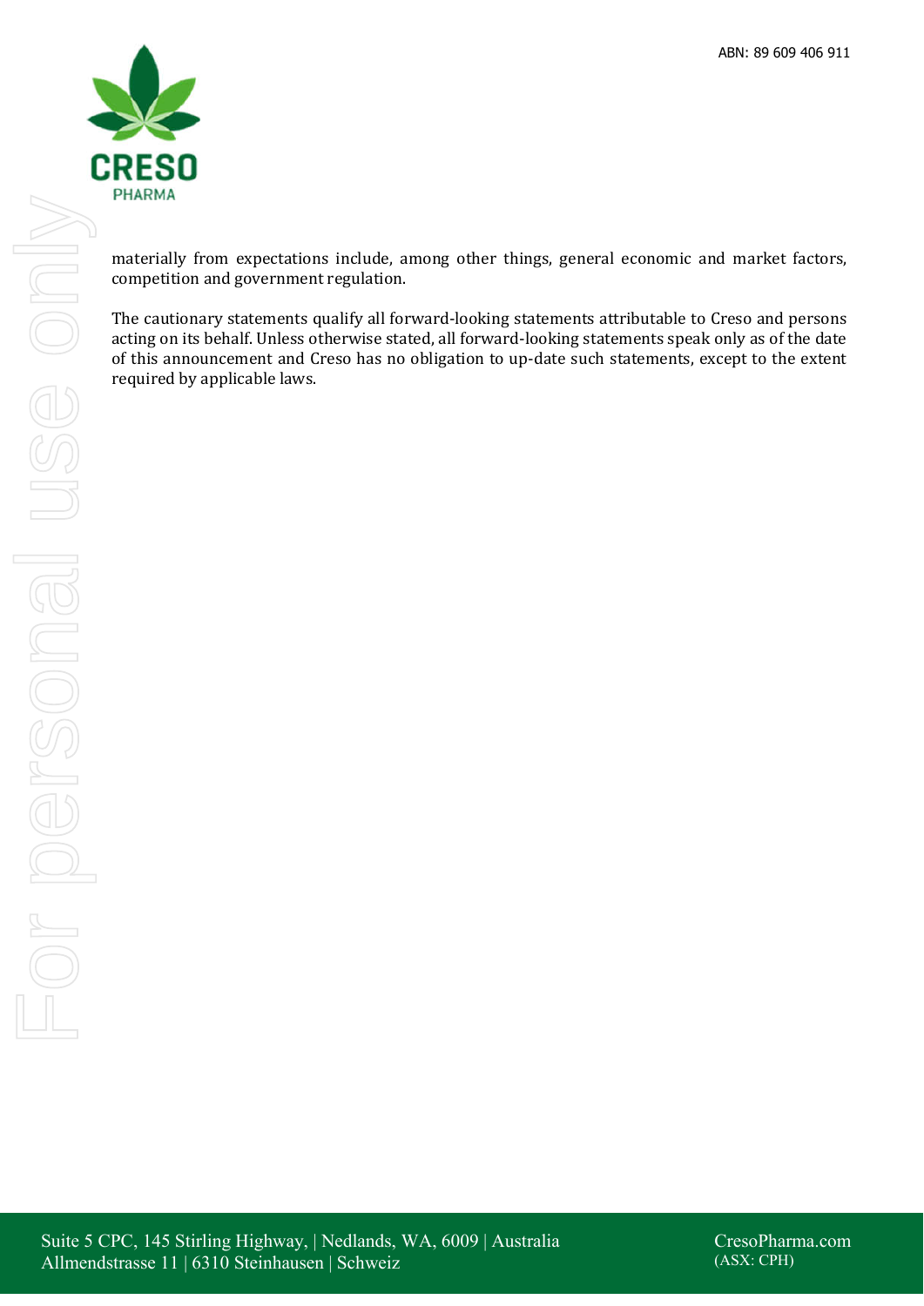materially from expectations include, among other things, general economic and market factors, competition and government regulation.

The cautionary statements qualify all forward-looking statements attributable to Creso and persons acting on its behalf. Unless otherwise stated, all forward-looking statements speak only as of the date of this announcement and Creso has no obligation to up-date such statements, except to the extent required by applicable laws.